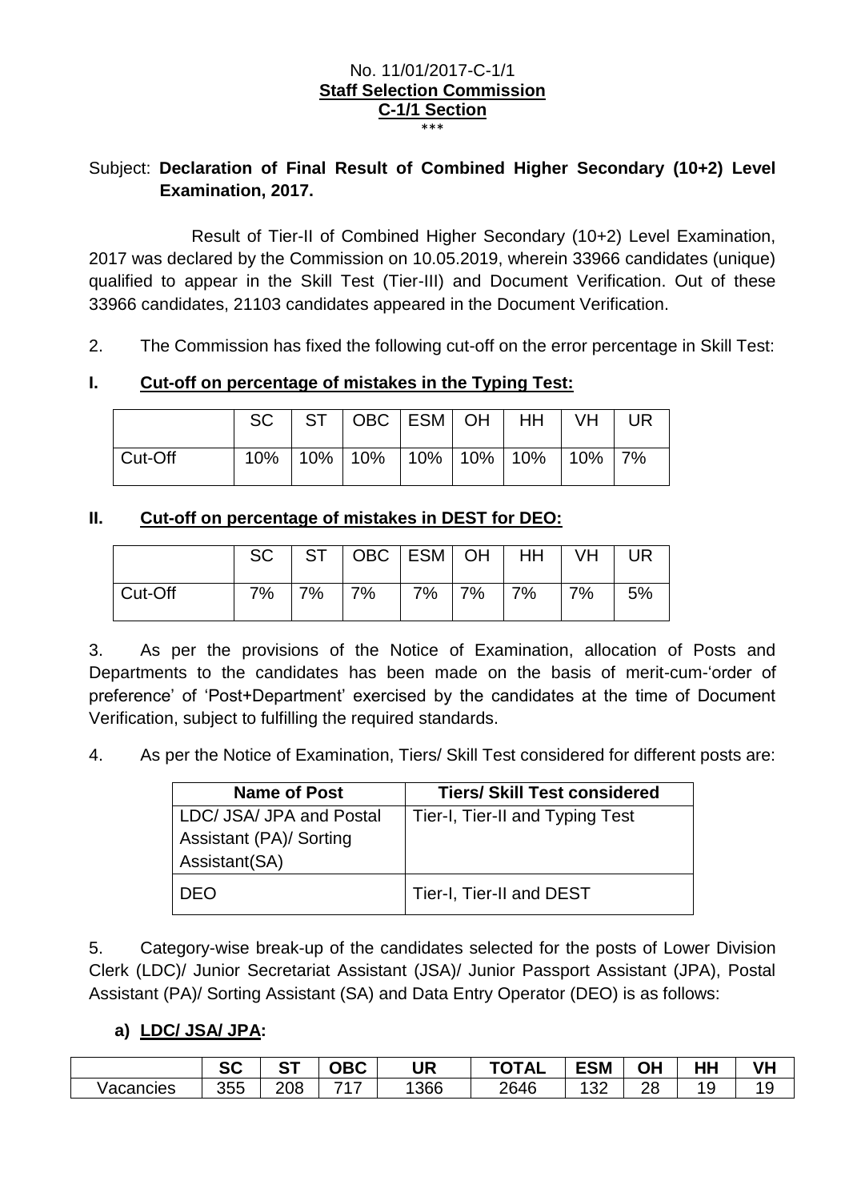No. 11/01/2017-C-1/1
**Staff Selection Commission**
**C-1/1 Section**
\*\*\*

Subject: **Declaration of Final Result of Combined Higher Secondary (10+2) Level Examination, 2017.**

Result of Tier-II of Combined Higher Secondary (10+2) Level Examination, 2017 was declared by the Commission on 10.05.2019, wherein 33966 candidates (unique) qualified to appear in the Skill Test (Tier-III) and Document Verification. Out of these 33966 candidates, 21103 candidates appeared in the Document Verification.

2. The Commission has fixed the following cut-off on the error percentage in Skill Test:

**I. Cut-off on percentage of mistakes in the Typing Test:**

| | SC | ST | OBC | ESM | OH | HH | VH | UR |
|---|---|---|---|---|---|---|---|---|
| Cut-Off | 10% | 10% | 10% | 10% | 10% | 10% | 10% | 7% |

**II. Cut-off on percentage of mistakes in DEST for DEO:**

| | SC | ST | OBC | ESM | OH | HH | VH | UR |
|---|---|---|---|---|---|---|---|---|
| Cut-Off | 7% | 7% | 7% | 7% | 7% | 7% | 7% | 5% |

3. As per the provisions of the Notice of Examination, allocation of Posts and Departments to the candidates has been made on the basis of merit-cum-'order of preference' of 'Post+Department' exercised by the candidates at the time of Document Verification, subject to fulfilling the required standards.

4. As per the Notice of Examination, Tiers/ Skill Test considered for different posts are:

| Name of Post | Tiers/ Skill Test considered |
|---|---|
| LDC/ JSA/ JPA and Postal Assistant (PA)/ Sorting Assistant(SA) | Tier-I, Tier-II and Typing Test |
| DEO | Tier-I, Tier-II and DEST |

5. Category-wise break-up of the candidates selected for the posts of Lower Division Clerk (LDC)/ Junior Secretariat Assistant (JSA)/ Junior Passport Assistant (JPA), Postal Assistant (PA)/ Sorting Assistant (SA) and Data Entry Operator (DEO) is as follows:

**a) LDC/ JSA/ JPA:**

| | SC | ST | OBC | UR | TOTAL | ESM | OH | HH | VH |
|---|---|---|---|---|---|---|---|---|---|
| Vacancies | 355 | 208 | 717 | 1366 | 2646 | 132 | 28 | 19 | 19 |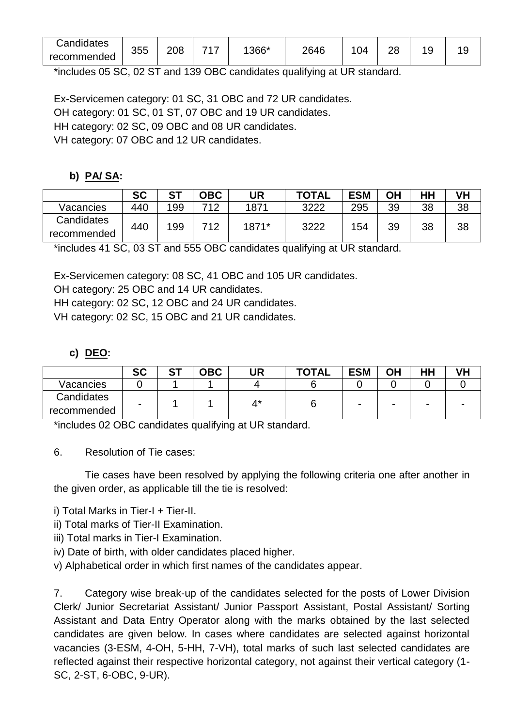| Candidates recommended | 355 | 208 | 717 | 1366* | 2646 | 104 | 28 | 19 | 19 |
|---|---|---|---|---|---|---|---|---|---|

*includes 05 SC, 02 ST and 139 OBC candidates qualifying at UR standard.

Ex-Servicemen category: 01 SC, 31 OBC and 72 UR candidates.
OH category: 01 SC, 01 ST, 07 OBC and 19 UR candidates.
HH category: 02 SC, 09 OBC and 08 UR candidates.
VH category: 07 OBC and 12 UR candidates.

**b) PA/ SA:**

| | **SC** | **ST** | **OBC** | **UR** | **TOTAL** | **ESM** | **OH** | **HH** | **VH** |
|---|---|---|---|---|---|---|---|---|---|
| Vacancies | 440 | 199 | 712 | 1871 | 3222 | 295 | 39 | 38 | 38 |
| Candidates recommended | 440 | 199 | 712 | 1871* | 3222 | 154 | 39 | 38 | 38 |

*includes 41 SC, 03 ST and 555 OBC candidates qualifying at UR standard.

Ex-Servicemen category: 08 SC, 41 OBC and 105 UR candidates.
OH category: 25 OBC and 14 UR candidates.
HH category: 02 SC, 12 OBC and 24 UR candidates.
VH category: 02 SC, 15 OBC and 21 UR candidates.

**c) DEO:**

| | **SC** | **ST** | **OBC** | **UR** | **TOTAL** | **ESM** | **OH** | **HH** | **VH** |
|---|---|---|---|---|---|---|---|---|---|
| Vacancies | 0 | 1 | 1 | 4 | 6 | 0 | 0 | 0 | 0 |
| Candidates recommended | - | 1 | 1 | 4* | 6 | - | - | - | - |

*includes 02 OBC candidates qualifying at UR standard.

6. Resolution of Tie cases:

Tie cases have been resolved by applying the following criteria one after another in the given order, as applicable till the tie is resolved:

i) Total Marks in Tier-I + Tier-II.
ii) Total marks of Tier-II Examination.
iii) Total marks in Tier-I Examination.
iv) Date of birth, with older candidates placed higher.
v) Alphabetical order in which first names of the candidates appear.

7. Category wise break-up of the candidates selected for the posts of Lower Division Clerk/ Junior Secretariat Assistant/ Junior Passport Assistant, Postal Assistant/ Sorting Assistant and Data Entry Operator along with the marks obtained by the last selected candidates are given below. In cases where candidates are selected against horizontal vacancies (3-ESM, 4-OH, 5-HH, 7-VH), total marks of such last selected candidates are reflected against their respective horizontal category, not against their vertical category (1-SC, 2-ST, 6-OBC, 9-UR).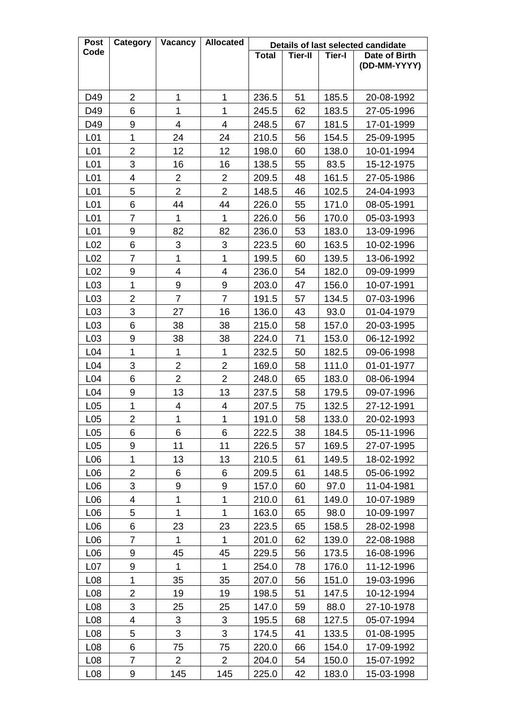| Post Code | Category | Vacancy | Allocated | Details of last selected candidate | | | |
|---|---|---|---|---|---|---|---|
| | | | | Total | Tier-II | Tier-I | Date of Birth (DD-MM-YYYY) |
| D49 | 2 | 1 | 1 | 236.5 | 51 | 185.5 | 20-08-1992 |
| D49 | 6 | 1 | 1 | 245.5 | 62 | 183.5 | 27-05-1996 |
| D49 | 9 | 4 | 4 | 248.5 | 67 | 181.5 | 17-01-1999 |
| L01 | 1 | 24 | 24 | 210.5 | 56 | 154.5 | 25-09-1995 |
| L01 | 2 | 12 | 12 | 198.0 | 60 | 138.0 | 10-01-1994 |
| L01 | 3 | 16 | 16 | 138.5 | 55 | 83.5 | 15-12-1975 |
| L01 | 4 | 2 | 2 | 209.5 | 48 | 161.5 | 27-05-1986 |
| L01 | 5 | 2 | 2 | 148.5 | 46 | 102.5 | 24-04-1993 |
| L01 | 6 | 44 | 44 | 226.0 | 55 | 171.0 | 08-05-1991 |
| L01 | 7 | 1 | 1 | 226.0 | 56 | 170.0 | 05-03-1993 |
| L01 | 9 | 82 | 82 | 236.0 | 53 | 183.0 | 13-09-1996 |
| L02 | 6 | 3 | 3 | 223.5 | 60 | 163.5 | 10-02-1996 |
| L02 | 7 | 1 | 1 | 199.5 | 60 | 139.5 | 13-06-1992 |
| L02 | 9 | 4 | 4 | 236.0 | 54 | 182.0 | 09-09-1999 |
| L03 | 1 | 9 | 9 | 203.0 | 47 | 156.0 | 10-07-1991 |
| L03 | 2 | 7 | 7 | 191.5 | 57 | 134.5 | 07-03-1996 |
| L03 | 3 | 27 | 16 | 136.0 | 43 | 93.0 | 01-04-1979 |
| L03 | 6 | 38 | 38 | 215.0 | 58 | 157.0 | 20-03-1995 |
| L03 | 9 | 38 | 38 | 224.0 | 71 | 153.0 | 06-12-1992 |
| L04 | 1 | 1 | 1 | 232.5 | 50 | 182.5 | 09-06-1998 |
| L04 | 3 | 2 | 2 | 169.0 | 58 | 111.0 | 01-01-1977 |
| L04 | 6 | 2 | 2 | 248.0 | 65 | 183.0 | 08-06-1994 |
| L04 | 9 | 13 | 13 | 237.5 | 58 | 179.5 | 09-07-1996 |
| L05 | 1 | 4 | 4 | 207.5 | 75 | 132.5 | 27-12-1991 |
| L05 | 2 | 1 | 1 | 191.0 | 58 | 133.0 | 20-02-1993 |
| L05 | 6 | 6 | 6 | 222.5 | 38 | 184.5 | 05-11-1996 |
| L05 | 9 | 11 | 11 | 226.5 | 57 | 169.5 | 27-07-1995 |
| L06 | 1 | 13 | 13 | 210.5 | 61 | 149.5 | 18-02-1992 |
| L06 | 2 | 6 | 6 | 209.5 | 61 | 148.5 | 05-06-1992 |
| L06 | 3 | 9 | 9 | 157.0 | 60 | 97.0 | 11-04-1981 |
| L06 | 4 | 1 | 1 | 210.0 | 61 | 149.0 | 10-07-1989 |
| L06 | 5 | 1 | 1 | 163.0 | 65 | 98.0 | 10-09-1997 |
| L06 | 6 | 23 | 23 | 223.5 | 65 | 158.5 | 28-02-1998 |
| L06 | 7 | 1 | 1 | 201.0 | 62 | 139.0 | 22-08-1988 |
| L06 | 9 | 45 | 45 | 229.5 | 56 | 173.5 | 16-08-1996 |
| L07 | 9 | 1 | 1 | 254.0 | 78 | 176.0 | 11-12-1996 |
| L08 | 1 | 35 | 35 | 207.0 | 56 | 151.0 | 19-03-1996 |
| L08 | 2 | 19 | 19 | 198.5 | 51 | 147.5 | 10-12-1994 |
| L08 | 3 | 25 | 25 | 147.0 | 59 | 88.0 | 27-10-1978 |
| L08 | 4 | 3 | 3 | 195.5 | 68 | 127.5 | 05-07-1994 |
| L08 | 5 | 3 | 3 | 174.5 | 41 | 133.5 | 01-08-1995 |
| L08 | 6 | 75 | 75 | 220.0 | 66 | 154.0 | 17-09-1992 |
| L08 | 7 | 2 | 2 | 204.0 | 54 | 150.0 | 15-07-1992 |
| L08 | 9 | 145 | 145 | 225.0 | 42 | 183.0 | 15-03-1998 |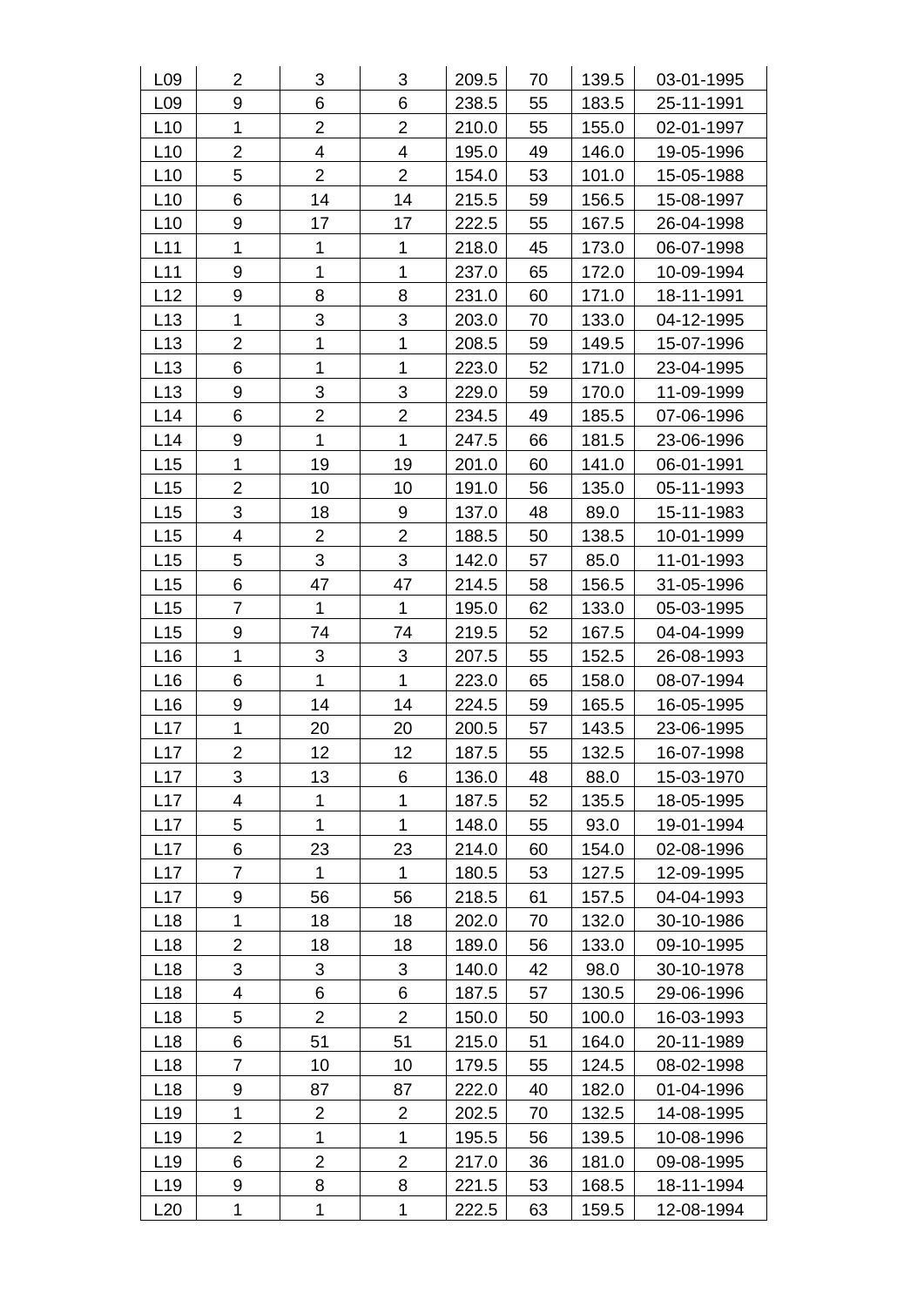|  |  |  |  |  |  |  |  |
|---|---|---|---|---|---|---|---|
| L09 | 2 | 3 | 3 | 209.5 | 70 | 139.5 | 03-01-1995 |
| L09 | 9 | 6 | 6 | 238.5 | 55 | 183.5 | 25-11-1991 |
| L10 | 1 | 2 | 2 | 210.0 | 55 | 155.0 | 02-01-1997 |
| L10 | 2 | 4 | 4 | 195.0 | 49 | 146.0 | 19-05-1996 |
| L10 | 5 | 2 | 2 | 154.0 | 53 | 101.0 | 15-05-1988 |
| L10 | 6 | 14 | 14 | 215.5 | 59 | 156.5 | 15-08-1997 |
| L10 | 9 | 17 | 17 | 222.5 | 55 | 167.5 | 26-04-1998 |
| L11 | 1 | 1 | 1 | 218.0 | 45 | 173.0 | 06-07-1998 |
| L11 | 9 | 1 | 1 | 237.0 | 65 | 172.0 | 10-09-1994 |
| L12 | 9 | 8 | 8 | 231.0 | 60 | 171.0 | 18-11-1991 |
| L13 | 1 | 3 | 3 | 203.0 | 70 | 133.0 | 04-12-1995 |
| L13 | 2 | 1 | 1 | 208.5 | 59 | 149.5 | 15-07-1996 |
| L13 | 6 | 1 | 1 | 223.0 | 52 | 171.0 | 23-04-1995 |
| L13 | 9 | 3 | 3 | 229.0 | 59 | 170.0 | 11-09-1999 |
| L14 | 6 | 2 | 2 | 234.5 | 49 | 185.5 | 07-06-1996 |
| L14 | 9 | 1 | 1 | 247.5 | 66 | 181.5 | 23-06-1996 |
| L15 | 1 | 19 | 19 | 201.0 | 60 | 141.0 | 06-01-1991 |
| L15 | 2 | 10 | 10 | 191.0 | 56 | 135.0 | 05-11-1993 |
| L15 | 3 | 18 | 9 | 137.0 | 48 | 89.0 | 15-11-1983 |
| L15 | 4 | 2 | 2 | 188.5 | 50 | 138.5 | 10-01-1999 |
| L15 | 5 | 3 | 3 | 142.0 | 57 | 85.0 | 11-01-1993 |
| L15 | 6 | 47 | 47 | 214.5 | 58 | 156.5 | 31-05-1996 |
| L15 | 7 | 1 | 1 | 195.0 | 62 | 133.0 | 05-03-1995 |
| L15 | 9 | 74 | 74 | 219.5 | 52 | 167.5 | 04-04-1999 |
| L16 | 1 | 3 | 3 | 207.5 | 55 | 152.5 | 26-08-1993 |
| L16 | 6 | 1 | 1 | 223.0 | 65 | 158.0 | 08-07-1994 |
| L16 | 9 | 14 | 14 | 224.5 | 59 | 165.5 | 16-05-1995 |
| L17 | 1 | 20 | 20 | 200.5 | 57 | 143.5 | 23-06-1995 |
| L17 | 2 | 12 | 12 | 187.5 | 55 | 132.5 | 16-07-1998 |
| L17 | 3 | 13 | 6 | 136.0 | 48 | 88.0 | 15-03-1970 |
| L17 | 4 | 1 | 1 | 187.5 | 52 | 135.5 | 18-05-1995 |
| L17 | 5 | 1 | 1 | 148.0 | 55 | 93.0 | 19-01-1994 |
| L17 | 6 | 23 | 23 | 214.0 | 60 | 154.0 | 02-08-1996 |
| L17 | 7 | 1 | 1 | 180.5 | 53 | 127.5 | 12-09-1995 |
| L17 | 9 | 56 | 56 | 218.5 | 61 | 157.5 | 04-04-1993 |
| L18 | 1 | 18 | 18 | 202.0 | 70 | 132.0 | 30-10-1986 |
| L18 | 2 | 18 | 18 | 189.0 | 56 | 133.0 | 09-10-1995 |
| L18 | 3 | 3 | 3 | 140.0 | 42 | 98.0 | 30-10-1978 |
| L18 | 4 | 6 | 6 | 187.5 | 57 | 130.5 | 29-06-1996 |
| L18 | 5 | 2 | 2 | 150.0 | 50 | 100.0 | 16-03-1993 |
| L18 | 6 | 51 | 51 | 215.0 | 51 | 164.0 | 20-11-1989 |
| L18 | 7 | 10 | 10 | 179.5 | 55 | 124.5 | 08-02-1998 |
| L18 | 9 | 87 | 87 | 222.0 | 40 | 182.0 | 01-04-1996 |
| L19 | 1 | 2 | 2 | 202.5 | 70 | 132.5 | 14-08-1995 |
| L19 | 2 | 1 | 1 | 195.5 | 56 | 139.5 | 10-08-1996 |
| L19 | 6 | 2 | 2 | 217.0 | 36 | 181.0 | 09-08-1995 |
| L19 | 9 | 8 | 8 | 221.5 | 53 | 168.5 | 18-11-1994 |
| L20 | 1 | 1 | 1 | 222.5 | 63 | 159.5 | 12-08-1994 |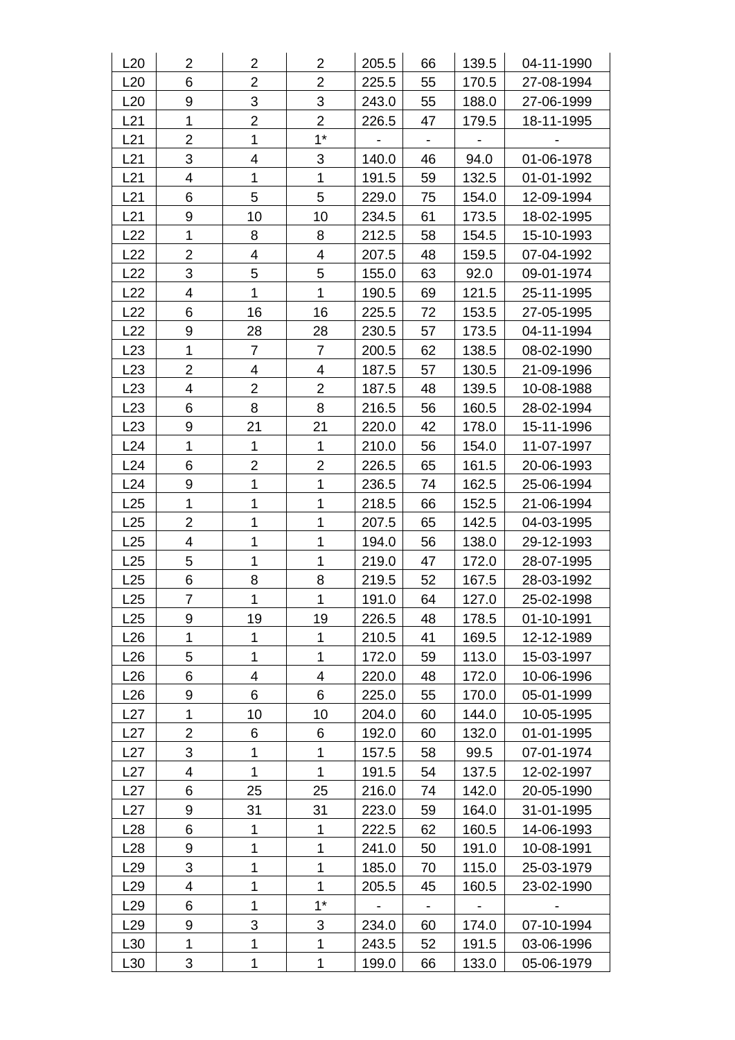| L20 | 2 | 2 | 2 | 205.5 | 66 | 139.5 | 04-11-1990 |
|---|---|---|---|---|---|---|---|
| L20 | 6 | 2 | 2 | 225.5 | 55 | 170.5 | 27-08-1994 |
| L20 | 9 | 3 | 3 | 243.0 | 55 | 188.0 | 27-06-1999 |
| L21 | 1 | 2 | 2 | 226.5 | 47 | 179.5 | 18-11-1995 |
| L21 | 2 | 1 | 1* | - | - | - | - |
| L21 | 3 | 4 | 3 | 140.0 | 46 | 94.0 | 01-06-1978 |
| L21 | 4 | 1 | 1 | 191.5 | 59 | 132.5 | 01-01-1992 |
| L21 | 6 | 5 | 5 | 229.0 | 75 | 154.0 | 12-09-1994 |
| L21 | 9 | 10 | 10 | 234.5 | 61 | 173.5 | 18-02-1995 |
| L22 | 1 | 8 | 8 | 212.5 | 58 | 154.5 | 15-10-1993 |
| L22 | 2 | 4 | 4 | 207.5 | 48 | 159.5 | 07-04-1992 |
| L22 | 3 | 5 | 5 | 155.0 | 63 | 92.0 | 09-01-1974 |
| L22 | 4 | 1 | 1 | 190.5 | 69 | 121.5 | 25-11-1995 |
| L22 | 6 | 16 | 16 | 225.5 | 72 | 153.5 | 27-05-1995 |
| L22 | 9 | 28 | 28 | 230.5 | 57 | 173.5 | 04-11-1994 |
| L23 | 1 | 7 | 7 | 200.5 | 62 | 138.5 | 08-02-1990 |
| L23 | 2 | 4 | 4 | 187.5 | 57 | 130.5 | 21-09-1996 |
| L23 | 4 | 2 | 2 | 187.5 | 48 | 139.5 | 10-08-1988 |
| L23 | 6 | 8 | 8 | 216.5 | 56 | 160.5 | 28-02-1994 |
| L23 | 9 | 21 | 21 | 220.0 | 42 | 178.0 | 15-11-1996 |
| L24 | 1 | 1 | 1 | 210.0 | 56 | 154.0 | 11-07-1997 |
| L24 | 6 | 2 | 2 | 226.5 | 65 | 161.5 | 20-06-1993 |
| L24 | 9 | 1 | 1 | 236.5 | 74 | 162.5 | 25-06-1994 |
| L25 | 1 | 1 | 1 | 218.5 | 66 | 152.5 | 21-06-1994 |
| L25 | 2 | 1 | 1 | 207.5 | 65 | 142.5 | 04-03-1995 |
| L25 | 4 | 1 | 1 | 194.0 | 56 | 138.0 | 29-12-1993 |
| L25 | 5 | 1 | 1 | 219.0 | 47 | 172.0 | 28-07-1995 |
| L25 | 6 | 8 | 8 | 219.5 | 52 | 167.5 | 28-03-1992 |
| L25 | 7 | 1 | 1 | 191.0 | 64 | 127.0 | 25-02-1998 |
| L25 | 9 | 19 | 19 | 226.5 | 48 | 178.5 | 01-10-1991 |
| L26 | 1 | 1 | 1 | 210.5 | 41 | 169.5 | 12-12-1989 |
| L26 | 5 | 1 | 1 | 172.0 | 59 | 113.0 | 15-03-1997 |
| L26 | 6 | 4 | 4 | 220.0 | 48 | 172.0 | 10-06-1996 |
| L26 | 9 | 6 | 6 | 225.0 | 55 | 170.0 | 05-01-1999 |
| L27 | 1 | 10 | 10 | 204.0 | 60 | 144.0 | 10-05-1995 |
| L27 | 2 | 6 | 6 | 192.0 | 60 | 132.0 | 01-01-1995 |
| L27 | 3 | 1 | 1 | 157.5 | 58 | 99.5 | 07-01-1974 |
| L27 | 4 | 1 | 1 | 191.5 | 54 | 137.5 | 12-02-1997 |
| L27 | 6 | 25 | 25 | 216.0 | 74 | 142.0 | 20-05-1990 |
| L27 | 9 | 31 | 31 | 223.0 | 59 | 164.0 | 31-01-1995 |
| L28 | 6 | 1 | 1 | 222.5 | 62 | 160.5 | 14-06-1993 |
| L28 | 9 | 1 | 1 | 241.0 | 50 | 191.0 | 10-08-1991 |
| L29 | 3 | 1 | 1 | 185.0 | 70 | 115.0 | 25-03-1979 |
| L29 | 4 | 1 | 1 | 205.5 | 45 | 160.5 | 23-02-1990 |
| L29 | 6 | 1 | 1* | - | - | - | - |
| L29 | 9 | 3 | 3 | 234.0 | 60 | 174.0 | 07-10-1994 |
| L30 | 1 | 1 | 1 | 243.5 | 52 | 191.5 | 03-06-1996 |
| L30 | 3 | 1 | 1 | 199.0 | 66 | 133.0 | 05-06-1979 |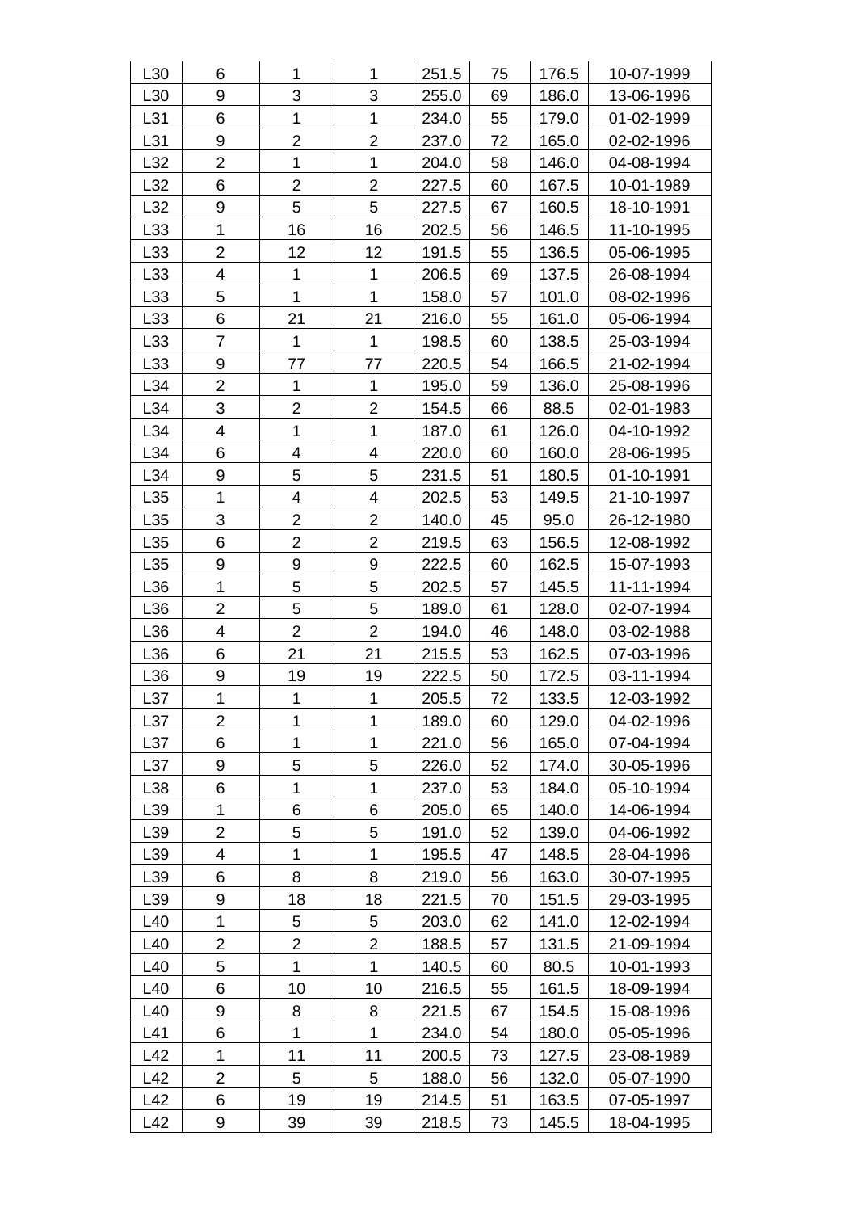| | | | | | | | |
|---|---|---|---|---|---|---|---|
| L30 | 6 | 1 | 1 | 251.5 | 75 | 176.5 | 10-07-1999 |
| L30 | 9 | 3 | 3 | 255.0 | 69 | 186.0 | 13-06-1996 |
| L31 | 6 | 1 | 1 | 234.0 | 55 | 179.0 | 01-02-1999 |
| L31 | 9 | 2 | 2 | 237.0 | 72 | 165.0 | 02-02-1996 |
| L32 | 2 | 1 | 1 | 204.0 | 58 | 146.0 | 04-08-1994 |
| L32 | 6 | 2 | 2 | 227.5 | 60 | 167.5 | 10-01-1989 |
| L32 | 9 | 5 | 5 | 227.5 | 67 | 160.5 | 18-10-1991 |
| L33 | 1 | 16 | 16 | 202.5 | 56 | 146.5 | 11-10-1995 |
| L33 | 2 | 12 | 12 | 191.5 | 55 | 136.5 | 05-06-1995 |
| L33 | 4 | 1 | 1 | 206.5 | 69 | 137.5 | 26-08-1994 |
| L33 | 5 | 1 | 1 | 158.0 | 57 | 101.0 | 08-02-1996 |
| L33 | 6 | 21 | 21 | 216.0 | 55 | 161.0 | 05-06-1994 |
| L33 | 7 | 1 | 1 | 198.5 | 60 | 138.5 | 25-03-1994 |
| L33 | 9 | 77 | 77 | 220.5 | 54 | 166.5 | 21-02-1994 |
| L34 | 2 | 1 | 1 | 195.0 | 59 | 136.0 | 25-08-1996 |
| L34 | 3 | 2 | 2 | 154.5 | 66 | 88.5 | 02-01-1983 |
| L34 | 4 | 1 | 1 | 187.0 | 61 | 126.0 | 04-10-1992 |
| L34 | 6 | 4 | 4 | 220.0 | 60 | 160.0 | 28-06-1995 |
| L34 | 9 | 5 | 5 | 231.5 | 51 | 180.5 | 01-10-1991 |
| L35 | 1 | 4 | 4 | 202.5 | 53 | 149.5 | 21-10-1997 |
| L35 | 3 | 2 | 2 | 140.0 | 45 | 95.0 | 26-12-1980 |
| L35 | 6 | 2 | 2 | 219.5 | 63 | 156.5 | 12-08-1992 |
| L35 | 9 | 9 | 9 | 222.5 | 60 | 162.5 | 15-07-1993 |
| L36 | 1 | 5 | 5 | 202.5 | 57 | 145.5 | 11-11-1994 |
| L36 | 2 | 5 | 5 | 189.0 | 61 | 128.0 | 02-07-1994 |
| L36 | 4 | 2 | 2 | 194.0 | 46 | 148.0 | 03-02-1988 |
| L36 | 6 | 21 | 21 | 215.5 | 53 | 162.5 | 07-03-1996 |
| L36 | 9 | 19 | 19 | 222.5 | 50 | 172.5 | 03-11-1994 |
| L37 | 1 | 1 | 1 | 205.5 | 72 | 133.5 | 12-03-1992 |
| L37 | 2 | 1 | 1 | 189.0 | 60 | 129.0 | 04-02-1996 |
| L37 | 6 | 1 | 1 | 221.0 | 56 | 165.0 | 07-04-1994 |
| L37 | 9 | 5 | 5 | 226.0 | 52 | 174.0 | 30-05-1996 |
| L38 | 6 | 1 | 1 | 237.0 | 53 | 184.0 | 05-10-1994 |
| L39 | 1 | 6 | 6 | 205.0 | 65 | 140.0 | 14-06-1994 |
| L39 | 2 | 5 | 5 | 191.0 | 52 | 139.0 | 04-06-1992 |
| L39 | 4 | 1 | 1 | 195.5 | 47 | 148.5 | 28-04-1996 |
| L39 | 6 | 8 | 8 | 219.0 | 56 | 163.0 | 30-07-1995 |
| L39 | 9 | 18 | 18 | 221.5 | 70 | 151.5 | 29-03-1995 |
| L40 | 1 | 5 | 5 | 203.0 | 62 | 141.0 | 12-02-1994 |
| L40 | 2 | 2 | 2 | 188.5 | 57 | 131.5 | 21-09-1994 |
| L40 | 5 | 1 | 1 | 140.5 | 60 | 80.5 | 10-01-1993 |
| L40 | 6 | 10 | 10 | 216.5 | 55 | 161.5 | 18-09-1994 |
| L40 | 9 | 8 | 8 | 221.5 | 67 | 154.5 | 15-08-1996 |
| L41 | 6 | 1 | 1 | 234.0 | 54 | 180.0 | 05-05-1996 |
| L42 | 1 | 11 | 11 | 200.5 | 73 | 127.5 | 23-08-1989 |
| L42 | 2 | 5 | 5 | 188.0 | 56 | 132.0 | 05-07-1990 |
| L42 | 6 | 19 | 19 | 214.5 | 51 | 163.5 | 07-05-1997 |
| L42 | 9 | 39 | 39 | 218.5 | 73 | 145.5 | 18-04-1995 |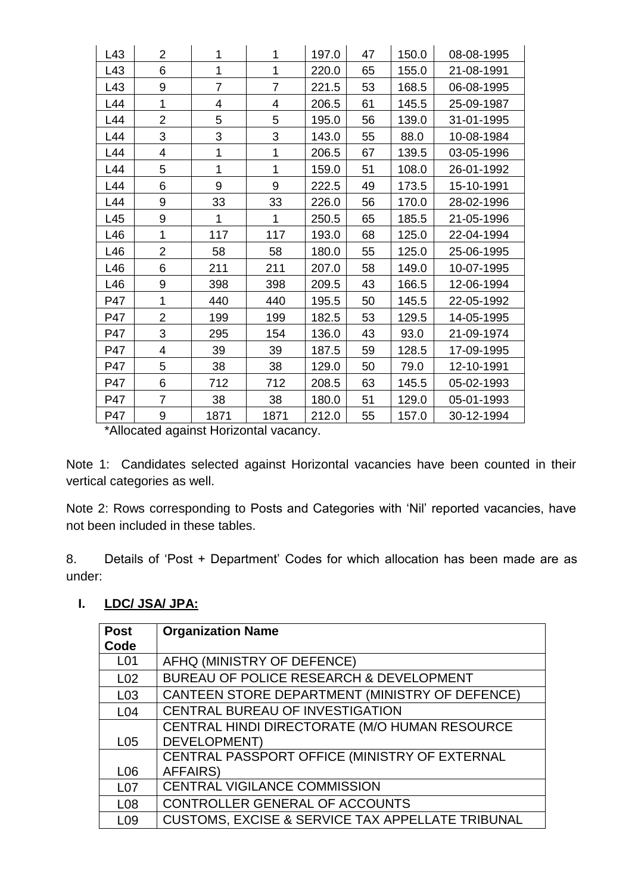| | | | | | | | |
|---|---|---|---|---|---|---|---|
| L43 | 2 | 1 | 1 | 197.0 | 47 | 150.0 | 08-08-1995 |
| L43 | 6 | 1 | 1 | 220.0 | 65 | 155.0 | 21-08-1991 |
| L43 | 9 | 7 | 7 | 221.5 | 53 | 168.5 | 06-08-1995 |
| L44 | 1 | 4 | 4 | 206.5 | 61 | 145.5 | 25-09-1987 |
| L44 | 2 | 5 | 5 | 195.0 | 56 | 139.0 | 31-01-1995 |
| L44 | 3 | 3 | 3 | 143.0 | 55 | 88.0 | 10-08-1984 |
| L44 | 4 | 1 | 1 | 206.5 | 67 | 139.5 | 03-05-1996 |
| L44 | 5 | 1 | 1 | 159.0 | 51 | 108.0 | 26-01-1992 |
| L44 | 6 | 9 | 9 | 222.5 | 49 | 173.5 | 15-10-1991 |
| L44 | 9 | 33 | 33 | 226.0 | 56 | 170.0 | 28-02-1996 |
| L45 | 9 | 1 | 1 | 250.5 | 65 | 185.5 | 21-05-1996 |
| L46 | 1 | 117 | 117 | 193.0 | 68 | 125.0 | 22-04-1994 |
| L46 | 2 | 58 | 58 | 180.0 | 55 | 125.0 | 25-06-1995 |
| L46 | 6 | 211 | 211 | 207.0 | 58 | 149.0 | 10-07-1995 |
| L46 | 9 | 398 | 398 | 209.5 | 43 | 166.5 | 12-06-1994 |
| P47 | 1 | 440 | 440 | 195.5 | 50 | 145.5 | 22-05-1992 |
| P47 | 2 | 199 | 199 | 182.5 | 53 | 129.5 | 14-05-1995 |
| P47 | 3 | 295 | 154 | 136.0 | 43 | 93.0 | 21-09-1974 |
| P47 | 4 | 39 | 39 | 187.5 | 59 | 128.5 | 17-09-1995 |
| P47 | 5 | 38 | 38 | 129.0 | 50 | 79.0 | 12-10-1991 |
| P47 | 6 | 712 | 712 | 208.5 | 63 | 145.5 | 05-02-1993 |
| P47 | 7 | 38 | 38 | 180.0 | 51 | 129.0 | 05-01-1993 |
| P47 | 9 | 1871 | 1871 | 212.0 | 55 | 157.0 | 30-12-1994 |

*Allocated against Horizontal vacancy.

Note 1: Candidates selected against Horizontal vacancies have been counted in their vertical categories as well.

Note 2: Rows corresponding to Posts and Categories with 'Nil' reported vacancies, have not been included in these tables.

8. Details of 'Post + Department' Codes for which allocation has been made are as under:

**I. LDC/ JSA/ JPA:**

| Post Code | Organization Name |
|---|---|
| L01 | AFHQ (MINISTRY OF DEFENCE) |
| L02 | BUREAU OF POLICE RESEARCH & DEVELOPMENT |
| L03 | CANTEEN STORE DEPARTMENT (MINISTRY OF DEFENCE) |
| L04 | CENTRAL BUREAU OF INVESTIGATION |
| L05 | CENTRAL HINDI DIRECTORATE (M/O HUMAN RESOURCE DEVELOPMENT) |
| L06 | CENTRAL PASSPORT OFFICE (MINISTRY OF EXTERNAL AFFAIRS) |
| L07 | CENTRAL VIGILANCE COMMISSION |
| L08 | CONTROLLER GENERAL OF ACCOUNTS |
| L09 | CUSTOMS, EXCISE & SERVICE TAX APPELLATE TRIBUNAL |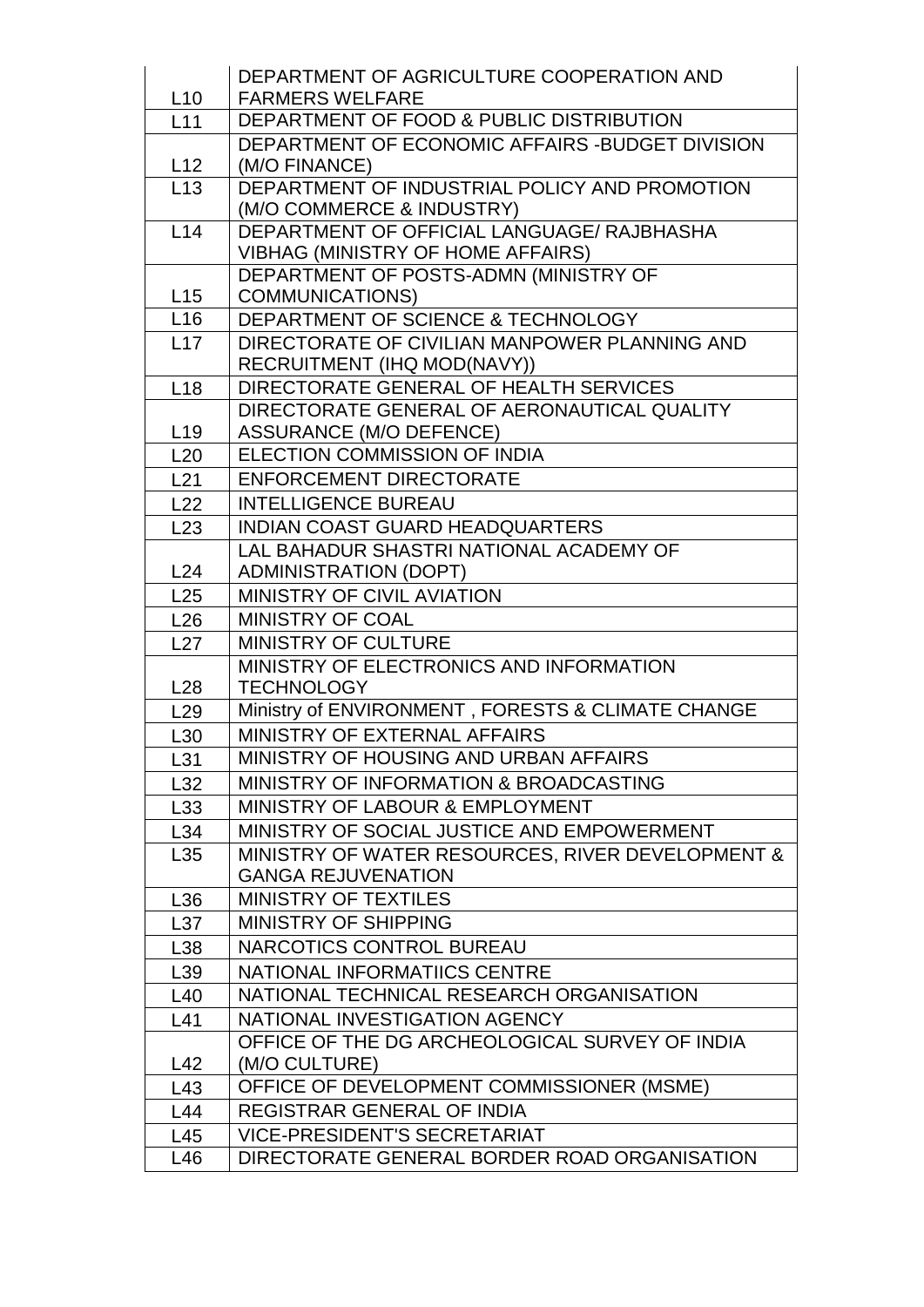| | |
|---|---|
| L10 | DEPARTMENT OF AGRICULTURE COOPERATION AND FARMERS WELFARE |
| L11 | DEPARTMENT OF FOOD & PUBLIC DISTRIBUTION |
| L12 | DEPARTMENT OF ECONOMIC AFFAIRS -BUDGET DIVISION (M/O FINANCE) |
| L13 | DEPARTMENT OF INDUSTRIAL POLICY AND PROMOTION (M/O COMMERCE & INDUSTRY) |
| L14 | DEPARTMENT OF OFFICIAL LANGUAGE/ RAJBHASHA VIBHAG (MINISTRY OF HOME AFFAIRS) |
| L15 | DEPARTMENT OF POSTS-ADMN (MINISTRY OF COMMUNICATIONS) |
| L16 | DEPARTMENT OF SCIENCE & TECHNOLOGY |
| L17 | DIRECTORATE OF CIVILIAN MANPOWER PLANNING AND RECRUITMENT (IHQ MOD(NAVY)) |
| L18 | DIRECTORATE GENERAL OF HEALTH SERVICES |
| L19 | DIRECTORATE GENERAL OF AERONAUTICAL QUALITY ASSURANCE (M/O DEFENCE) |
| L20 | ELECTION COMMISSION OF INDIA |
| L21 | ENFORCEMENT DIRECTORATE |
| L22 | INTELLIGENCE BUREAU |
| L23 | INDIAN COAST GUARD HEADQUARTERS |
| L24 | LAL BAHADUR SHASTRI NATIONAL ACADEMY OF ADMINISTRATION (DOPT) |
| L25 | MINISTRY OF CIVIL AVIATION |
| L26 | MINISTRY OF COAL |
| L27 | MINISTRY OF CULTURE |
| L28 | MINISTRY OF ELECTRONICS AND INFORMATION TECHNOLOGY |
| L29 | Ministry of ENVIRONMENT , FORESTS & CLIMATE CHANGE |
| L30 | MINISTRY OF EXTERNAL AFFAIRS |
| L31 | MINISTRY OF HOUSING AND URBAN AFFAIRS |
| L32 | MINISTRY OF INFORMATION & BROADCASTING |
| L33 | MINISTRY OF LABOUR & EMPLOYMENT |
| L34 | MINISTRY OF SOCIAL JUSTICE AND EMPOWERMENT |
| L35 | MINISTRY OF WATER RESOURCES, RIVER DEVELOPMENT & GANGA REJUVENATION |
| L36 | MINISTRY OF TEXTILES |
| L37 | MINISTRY OF SHIPPING |
| L38 | NARCOTICS CONTROL BUREAU |
| L39 | NATIONAL INFORMATIICS CENTRE |
| L40 | NATIONAL TECHNICAL RESEARCH ORGANISATION |
| L41 | NATIONAL INVESTIGATION AGENCY |
| L42 | OFFICE OF THE DG ARCHEOLOGICAL SURVEY OF INDIA (M/O CULTURE) |
| L43 | OFFICE OF DEVELOPMENT COMMISSIONER (MSME) |
| L44 | REGISTRAR GENERAL OF INDIA |
| L45 | VICE-PRESIDENT'S SECRETARIAT |
| L46 | DIRECTORATE GENERAL BORDER ROAD ORGANISATION |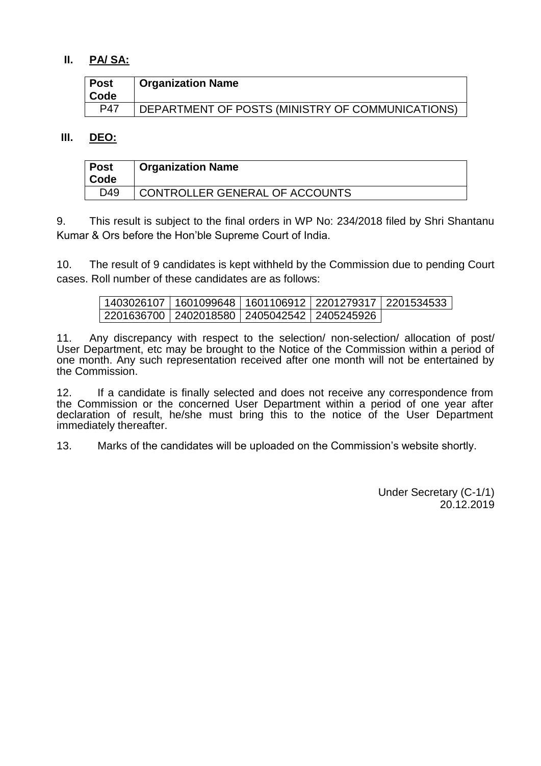**II. <u>PA/ SA:</u>**

| Post Code | Organization Name |
|---|---|
| P47 | DEPARTMENT OF POSTS (MINISTRY OF COMMUNICATIONS) |

**III. <u>DEO:</u>**

| Post Code | Organization Name |
|---|---|
| D49 | CONTROLLER GENERAL OF ACCOUNTS |

9. This result is subject to the final orders in WP No: 234/2018 filed by Shri Shantanu Kumar & Ors before the Hon'ble Supreme Court of India.

10. The result of 9 candidates is kept withheld by the Commission due to pending Court cases. Roll number of these candidates are as follows:

| | | | | |
|---|---|---|---|---|
| 1403026107 | 1601099648 | 1601106912 | 2201279317 | 2201534533 |
| 2201636700 | 2402018580 | 2405042542 | 2405245926 | |

11. Any discrepancy with respect to the selection/ non-selection/ allocation of post/ User Department, etc may be brought to the Notice of the Commission within a period of one month. Any such representation received after one month will not be entertained by the Commission.

12. If a candidate is finally selected and does not receive any correspondence from the Commission or the concerned User Department within a period of one year after declaration of result, he/she must bring this to the notice of the User Department immediately thereafter.

13. Marks of the candidates will be uploaded on the Commission's website shortly.

Under Secretary (C-1/1)
20.12.2019